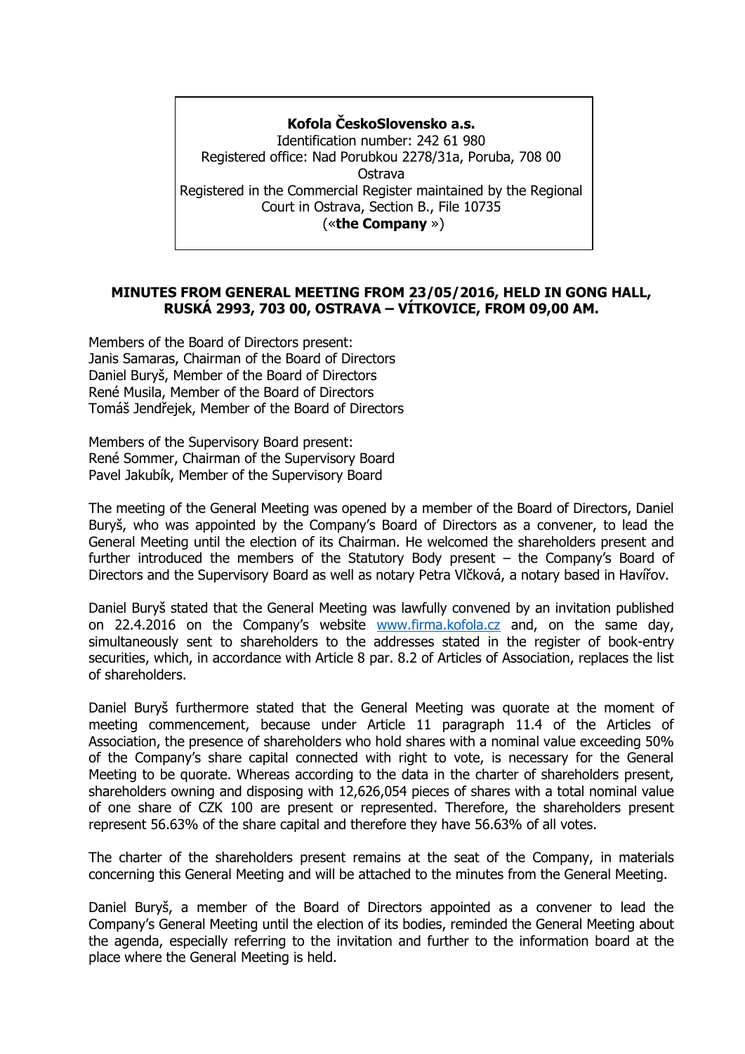**Kofola ČeskoSlovensko a.s.**
Identification number: 242 61 980
Registered office: Nad Porubkou 2278/31a, Poruba, 708 00 Ostrava
Registered in the Commercial Register maintained by the Regional Court in Ostrava, Section B., File 10735
(«**the Company** »)

**MINUTES FROM GENERAL MEETING FROM 23/05/2016, HELD IN GONG HALL, RUSKÁ 2993, 703 00, OSTRAVA – VÍTKOVICE, FROM 09,00 AM.**

Members of the Board of Directors present:
Janis Samaras, Chairman of the Board of Directors
Daniel Buryš, Member of the Board of Directors
René Musila, Member of the Board of Directors
Tomáš Jendřejek, Member of the Board of Directors

Members of the Supervisory Board present:
René Sommer, Chairman of the Supervisory Board
Pavel Jakubík, Member of the Supervisory Board

The meeting of the General Meeting was opened by a member of the Board of Directors, Daniel Buryš, who was appointed by the Company's Board of Directors as a convener, to lead the General Meeting until the election of its Chairman. He welcomed the shareholders present and further introduced the members of the Statutory Body present – the Company's Board of Directors and the Supervisory Board as well as notary Petra Vlčková, a notary based in Havířov.

Daniel Buryš stated that the General Meeting was lawfully convened by an invitation published on 22.4.2016 on the Company's website www.firma.kofola.cz and, on the same day, simultaneously sent to shareholders to the addresses stated in the register of book-entry securities, which, in accordance with Article 8 par. 8.2 of Articles of Association, replaces the list of shareholders.

Daniel Buryš furthermore stated that the General Meeting was quorate at the moment of meeting commencement, because under Article 11 paragraph 11.4 of the Articles of Association, the presence of shareholders who hold shares with a nominal value exceeding 50% of the Company's share capital connected with right to vote, is necessary for the General Meeting to be quorate. Whereas according to the data in the charter of shareholders present, shareholders owning and disposing with 12,626,054 pieces of shares with a total nominal value of one share of CZK 100 are present or represented. Therefore, the shareholders present represent 56.63% of the share capital and therefore they have 56.63% of all votes.

The charter of the shareholders present remains at the seat of the Company, in materials concerning this General Meeting and will be attached to the minutes from the General Meeting.

Daniel Buryš, a member of the Board of Directors appointed as a convener to lead the Company's General Meeting until the election of its bodies, reminded the General Meeting about the agenda, especially referring to the invitation and further to the information board at the place where the General Meeting is held.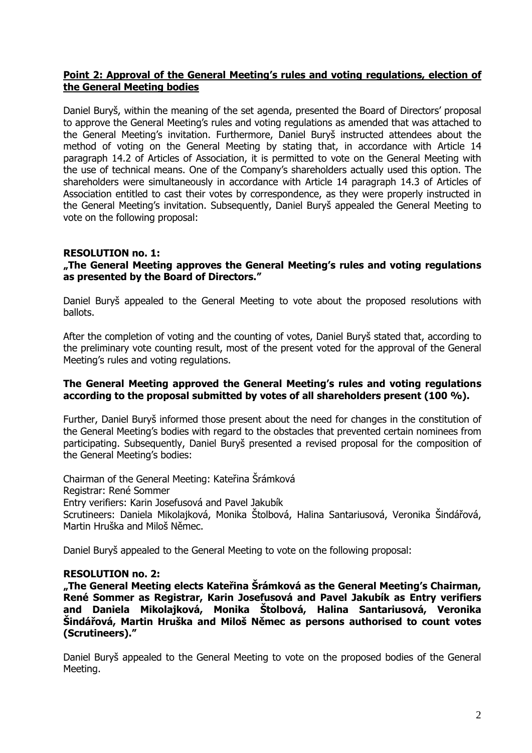**Point 2: Approval of the General Meeting's rules and voting regulations, election of the General Meeting bodies**

Daniel Buryš, within the meaning of the set agenda, presented the Board of Directors' proposal to approve the General Meeting's rules and voting regulations as amended that was attached to the General Meeting's invitation. Furthermore, Daniel Buryš instructed attendees about the method of voting on the General Meeting by stating that, in accordance with Article 14 paragraph 14.2 of Articles of Association, it is permitted to vote on the General Meeting with the use of technical means. One of the Company's shareholders actually used this option. The shareholders were simultaneously in accordance with Article 14 paragraph 14.3 of Articles of Association entitled to cast their votes by correspondence, as they were properly instructed in the General Meeting's invitation. Subsequently, Daniel Buryš appealed the General Meeting to vote on the following proposal:

**RESOLUTION no. 1:**
**„The General Meeting approves the General Meeting's rules and voting regulations as presented by the Board of Directors."**

Daniel Buryš appealed to the General Meeting to vote about the proposed resolutions with ballots.

After the completion of voting and the counting of votes, Daniel Buryš stated that, according to the preliminary vote counting result, most of the present voted for the approval of the General Meeting's rules and voting regulations.

**The General Meeting approved the General Meeting's rules and voting regulations according to the proposal submitted by votes of all shareholders present (100 %).**

Further, Daniel Buryš informed those present about the need for changes in the constitution of the General Meeting's bodies with regard to the obstacles that prevented certain nominees from participating. Subsequently, Daniel Buryš presented a revised proposal for the composition of the General Meeting's bodies:

Chairman of the General Meeting: Kateřina Šrámková
Registrar: René Sommer
Entry verifiers: Karin Josefusová and Pavel Jakubík
Scrutineers: Daniela Mikolajková, Monika Štolbová, Halina Santariusová, Veronika Šindářová, Martin Hruška and Miloš Němec.

Daniel Buryš appealed to the General Meeting to vote on the following proposal:

**RESOLUTION no. 2:**
**„The General Meeting elects Kateřina Šrámková as the General Meeting's Chairman, René Sommer as Registrar, Karin Josefusová and Pavel Jakubík as Entry verifiers and Daniela Mikolajková, Monika Štolbová, Halina Santariusová, Veronika Šindářová, Martin Hruška and Miloš Němec as persons authorised to count votes (Scrutineers)."**

Daniel Buryš appealed to the General Meeting to vote on the proposed bodies of the General Meeting.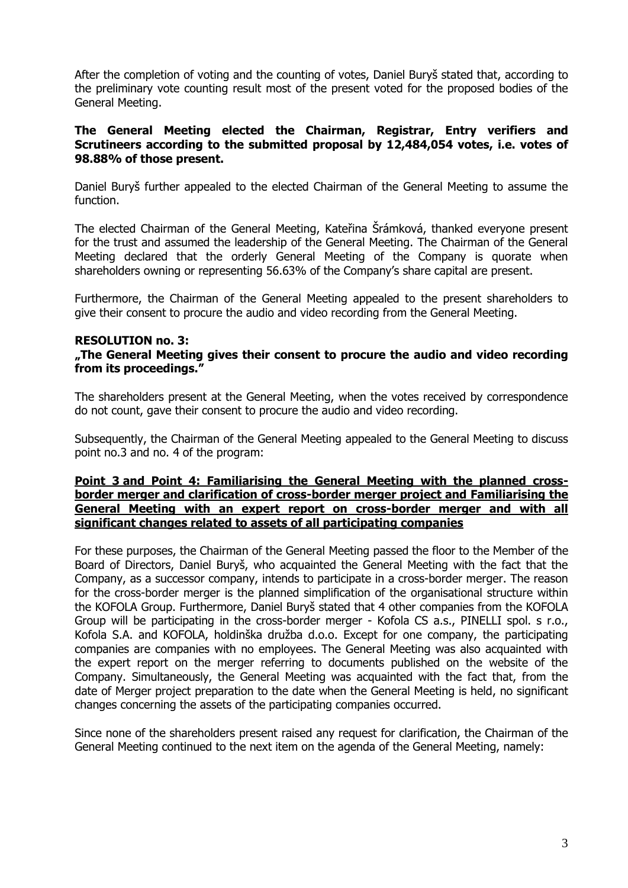After the completion of voting and the counting of votes, Daniel Buryš stated that, according to the preliminary vote counting result most of the present voted for the proposed bodies of the General Meeting.

**The General Meeting elected the Chairman, Registrar, Entry verifiers and Scrutineers according to the submitted proposal by 12,484,054 votes, i.e. votes of 98.88% of those present.**

Daniel Buryš further appealed to the elected Chairman of the General Meeting to assume the function.

The elected Chairman of the General Meeting, Kateřina Šrámková, thanked everyone present for the trust and assumed the leadership of the General Meeting. The Chairman of the General Meeting declared that the orderly General Meeting of the Company is quorate when shareholders owning or representing 56.63% of the Company's share capital are present.

Furthermore, the Chairman of the General Meeting appealed to the present shareholders to give their consent to procure the audio and video recording from the General Meeting.

**RESOLUTION no. 3:**
**„The General Meeting gives their consent to procure the audio and video recording from its proceedings."**

The shareholders present at the General Meeting, when the votes received by correspondence do not count, gave their consent to procure the audio and video recording.

Subsequently, the Chairman of the General Meeting appealed to the General Meeting to discuss point no.3 and no. 4 of the program:

**Point 3 and Point 4: Familiarising the General Meeting with the planned cross-border merger and clarification of cross-border merger project and Familiarising the General Meeting with an expert report on cross-border merger and with all significant changes related to assets of all participating companies**

For these purposes, the Chairman of the General Meeting passed the floor to the Member of the Board of Directors, Daniel Buryš, who acquainted the General Meeting with the fact that the Company, as a successor company, intends to participate in a cross-border merger. The reason for the cross-border merger is the planned simplification of the organisational structure within the KOFOLA Group. Furthermore, Daniel Buryš stated that 4 other companies from the KOFOLA Group will be participating in the cross-border merger - Kofola CS a.s., PINELLI spol. s r.o., Kofola S.A. and KOFOLA, holdinška družba d.o.o. Except for one company, the participating companies are companies with no employees. The General Meeting was also acquainted with the expert report on the merger referring to documents published on the website of the Company. Simultaneously, the General Meeting was acquainted with the fact that, from the date of Merger project preparation to the date when the General Meeting is held, no significant changes concerning the assets of the participating companies occurred.

Since none of the shareholders present raised any request for clarification, the Chairman of the General Meeting continued to the next item on the agenda of the General Meeting, namely: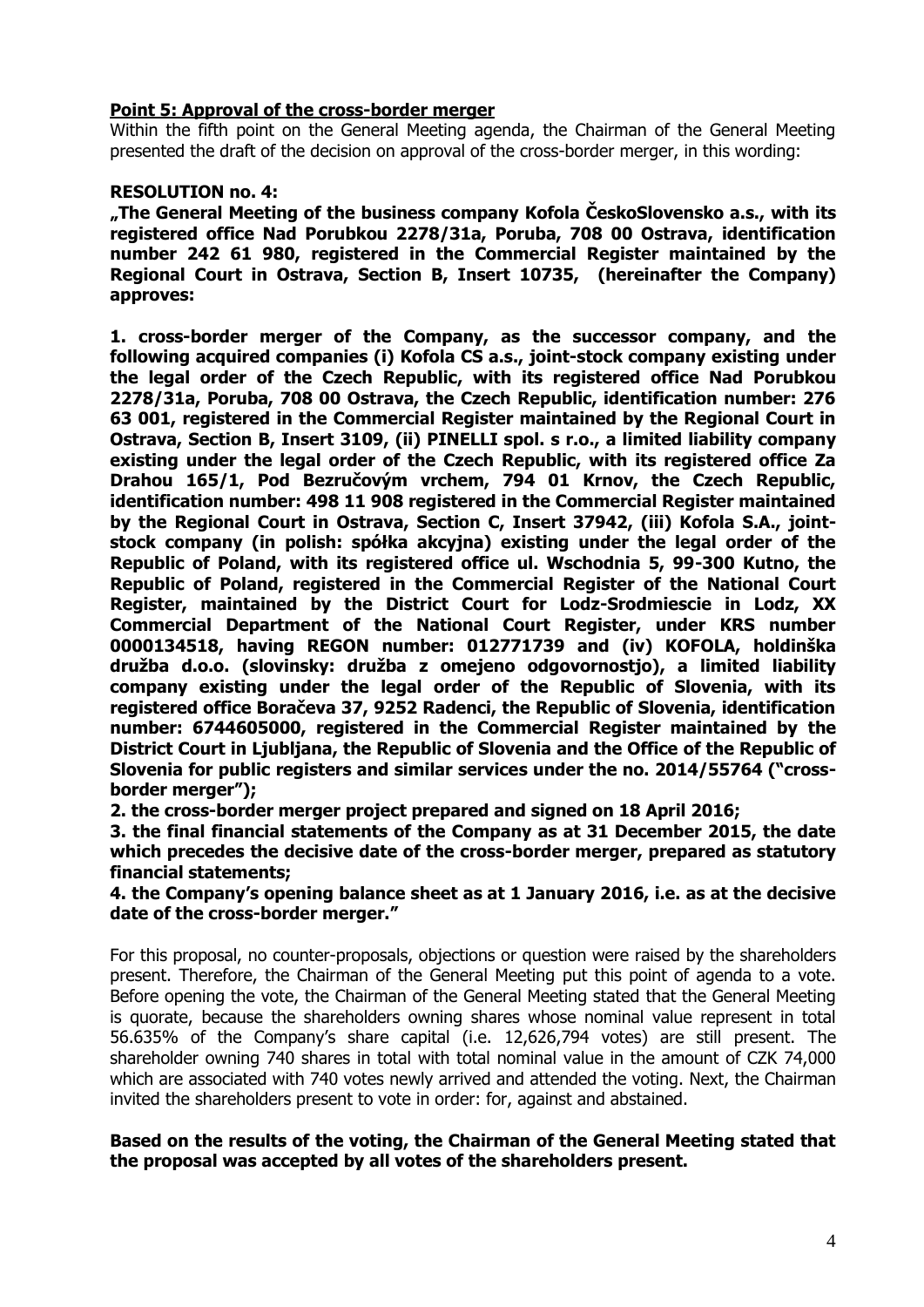**Point 5: Approval of the cross-border merger**

Within the fifth point on the General Meeting agenda, the Chairman of the General Meeting presented the draft of the decision on approval of the cross-border merger, in this wording:

**RESOLUTION no. 4:**

**„The General Meeting of the business company Kofola ČeskoSlovensko a.s., with its registered office Nad Porubkou 2278/31a, Poruba, 708 00 Ostrava, identification number 242 61 980, registered in the Commercial Register maintained by the Regional Court in Ostrava, Section B, Insert 10735, (hereinafter the Company) approves:**

**1. cross-border merger of the Company, as the successor company, and the following acquired companies (i) Kofola CS a.s., joint-stock company existing under the legal order of the Czech Republic, with its registered office Nad Porubkou 2278/31a, Poruba, 708 00 Ostrava, the Czech Republic, identification number: 276 63 001, registered in the Commercial Register maintained by the Regional Court in Ostrava, Section B, Insert 3109, (ii) PINELLI spol. s r.o., a limited liability company existing under the legal order of the Czech Republic, with its registered office Za Drahou 165/1, Pod Bezručovým vrchem, 794 01 Krnov, the Czech Republic, identification number: 498 11 908 registered in the Commercial Register maintained by the Regional Court in Ostrava, Section C, Insert 37942, (iii) Kofola S.A., joint-stock company (in polish: spółka akcyjna) existing under the legal order of the Republic of Poland, with its registered office ul. Wschodnia 5, 99-300 Kutno, the Republic of Poland, registered in the Commercial Register of the National Court Register, maintained by the District Court for Lodz-Srodmiescie in Lodz, XX Commercial Department of the National Court Register, under KRS number 0000134518, having REGON number: 012771739 and (iv) KOFOLA, holdinška družba d.o.o. (slovinsky: družba z omejeno odgovornostjo), a limited liability company existing under the legal order of the Republic of Slovenia, with its registered office Boračeva 37, 9252 Radenci, the Republic of Slovenia, identification number: 6744605000, registered in the Commercial Register maintained by the District Court in Ljubljana, the Republic of Slovenia and the Office of the Republic of Slovenia for public registers and similar services under the no. 2014/55764 ("cross-border merger");**

**2. the cross-border merger project prepared and signed on 18 April 2016;**

**3. the final financial statements of the Company as at 31 December 2015, the date which precedes the decisive date of the cross-border merger, prepared as statutory financial statements;**

**4. the Company's opening balance sheet as at 1 January 2016, i.e. as at the decisive date of the cross-border merger."**

For this proposal, no counter-proposals, objections or question were raised by the shareholders present. Therefore, the Chairman of the General Meeting put this point of agenda to a vote. Before opening the vote, the Chairman of the General Meeting stated that the General Meeting is quorate, because the shareholders owning shares whose nominal value represent in total 56.635% of the Company's share capital (i.e. 12,626,794 votes) are still present. The shareholder owning 740 shares in total with total nominal value in the amount of CZK 74,000 which are associated with 740 votes newly arrived and attended the voting. Next, the Chairman invited the shareholders present to vote in order: for, against and abstained.

**Based on the results of the voting, the Chairman of the General Meeting stated that the proposal was accepted by all votes of the shareholders present.**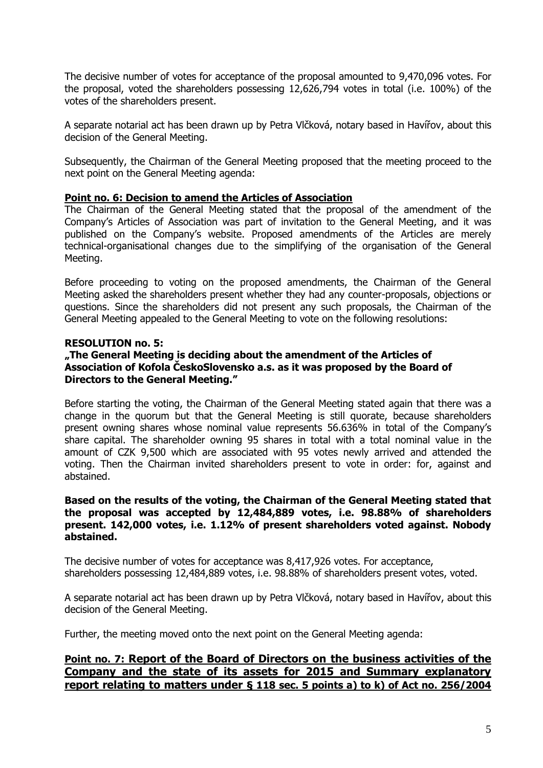The decisive number of votes for acceptance of the proposal amounted to 9,470,096 votes. For the proposal, voted the shareholders possessing 12,626,794 votes in total (i.e. 100%) of the votes of the shareholders present.

A separate notarial act has been drawn up by Petra Vlčková, notary based in Havířov, about this decision of the General Meeting.

Subsequently, the Chairman of the General Meeting proposed that the meeting proceed to the next point on the General Meeting agenda:

**Point no. 6: Decision to amend the Articles of Association**

The Chairman of the General Meeting stated that the proposal of the amendment of the Company's Articles of Association was part of invitation to the General Meeting, and it was published on the Company's website. Proposed amendments of the Articles are merely technical-organisational changes due to the simplifying of the organisation of the General Meeting.

Before proceeding to voting on the proposed amendments, the Chairman of the General Meeting asked the shareholders present whether they had any counter-proposals, objections or questions. Since the shareholders did not present any such proposals, the Chairman of the General Meeting appealed to the General Meeting to vote on the following resolutions:

**RESOLUTION no. 5:**
**„The General Meeting is deciding about the amendment of the Articles of Association of Kofola ČeskoSlovensko a.s. as it was proposed by the Board of Directors to the General Meeting."**

Before starting the voting, the Chairman of the General Meeting stated again that there was a change in the quorum but that the General Meeting is still quorate, because shareholders present owning shares whose nominal value represents 56.636% in total of the Company's share capital. The shareholder owning 95 shares in total with a total nominal value in the amount of CZK 9,500 which are associated with 95 votes newly arrived and attended the voting. Then the Chairman invited shareholders present to vote in order: for, against and abstained.

**Based on the results of the voting, the Chairman of the General Meeting stated that the proposal was accepted by 12,484,889 votes, i.e. 98.88% of shareholders present. 142,000 votes, i.e. 1.12% of present shareholders voted against. Nobody abstained.**

The decisive number of votes for acceptance was 8,417,926 votes. For acceptance, shareholders possessing 12,484,889 votes, i.e. 98.88% of shareholders present votes, voted.

A separate notarial act has been drawn up by Petra Vlčková, notary based in Havířov, about this decision of the General Meeting.

Further, the meeting moved onto the next point on the General Meeting agenda:

**Point no. 7: Report of the Board of Directors on the business activities of the Company and the state of its assets for 2015 and Summary explanatory report relating to matters under § 118 sec. 5 points a) to k) of Act no. 256/2004**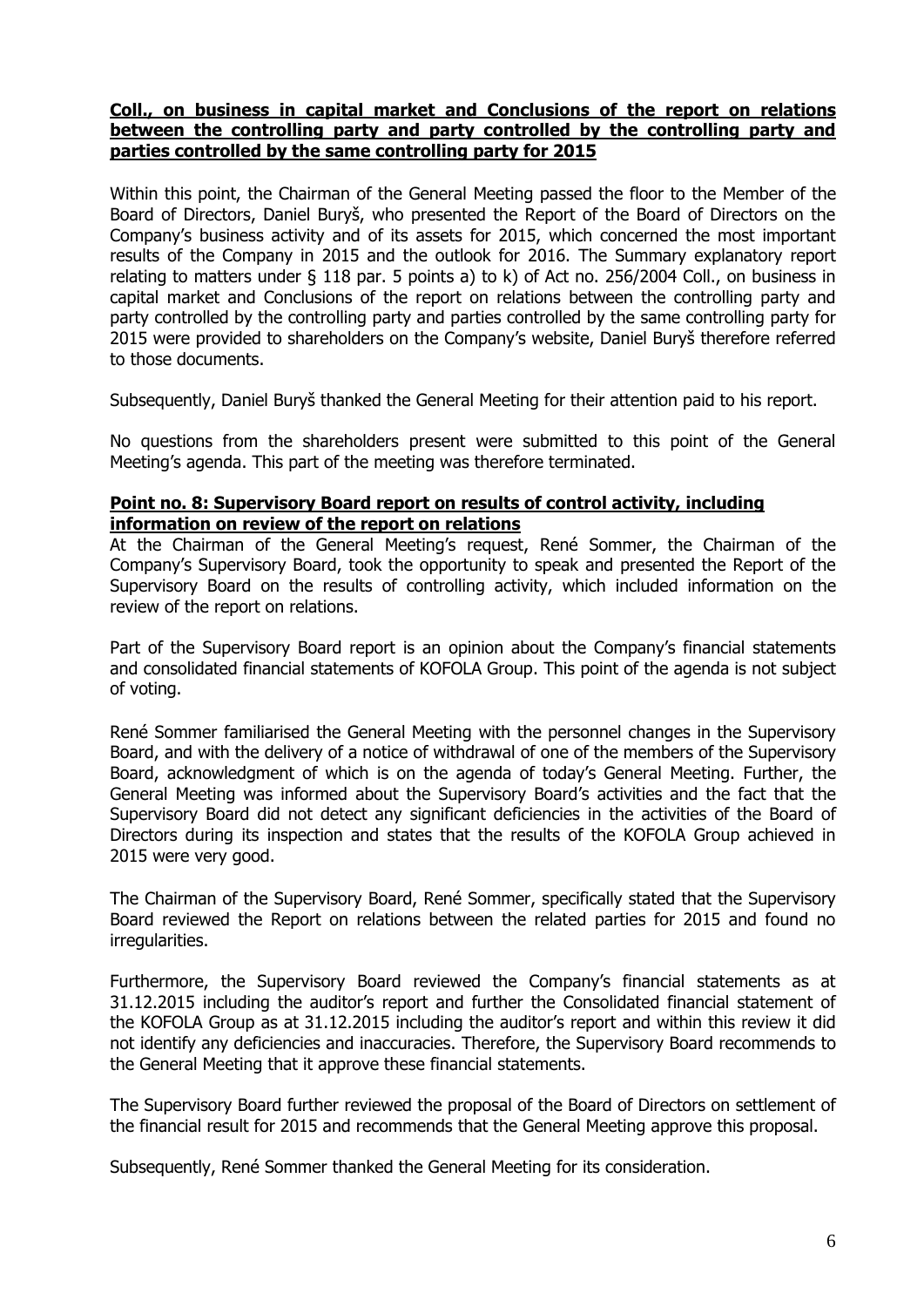**Coll., on business in capital market and Conclusions of the report on relations between the controlling party and party controlled by the controlling party and parties controlled by the same controlling party for 2015**

Within this point, the Chairman of the General Meeting passed the floor to the Member of the Board of Directors, Daniel Buryš, who presented the Report of the Board of Directors on the Company's business activity and of its assets for 2015, which concerned the most important results of the Company in 2015 and the outlook for 2016. The Summary explanatory report relating to matters under § 118 par. 5 points a) to k) of Act no. 256/2004 Coll., on business in capital market and Conclusions of the report on relations between the controlling party and party controlled by the controlling party and parties controlled by the same controlling party for 2015 were provided to shareholders on the Company's website, Daniel Buryš therefore referred to those documents.

Subsequently, Daniel Buryš thanked the General Meeting for their attention paid to his report.

No questions from the shareholders present were submitted to this point of the General Meeting's agenda. This part of the meeting was therefore terminated.

**Point no. 8: Supervisory Board report on results of control activity, including information on review of the report on relations**

At the Chairman of the General Meeting's request, René Sommer, the Chairman of the Company's Supervisory Board, took the opportunity to speak and presented the Report of the Supervisory Board on the results of controlling activity, which included information on the review of the report on relations.

Part of the Supervisory Board report is an opinion about the Company's financial statements and consolidated financial statements of KOFOLA Group. This point of the agenda is not subject of voting.

René Sommer familiarised the General Meeting with the personnel changes in the Supervisory Board, and with the delivery of a notice of withdrawal of one of the members of the Supervisory Board, acknowledgment of which is on the agenda of today's General Meeting. Further, the General Meeting was informed about the Supervisory Board's activities and the fact that the Supervisory Board did not detect any significant deficiencies in the activities of the Board of Directors during its inspection and states that the results of the KOFOLA Group achieved in 2015 were very good.

The Chairman of the Supervisory Board, René Sommer, specifically stated that the Supervisory Board reviewed the Report on relations between the related parties for 2015 and found no irregularities.

Furthermore, the Supervisory Board reviewed the Company's financial statements as at 31.12.2015 including the auditor's report and further the Consolidated financial statement of the KOFOLA Group as at 31.12.2015 including the auditor's report and within this review it did not identify any deficiencies and inaccuracies. Therefore, the Supervisory Board recommends to the General Meeting that it approve these financial statements.

The Supervisory Board further reviewed the proposal of the Board of Directors on settlement of the financial result for 2015 and recommends that the General Meeting approve this proposal.

Subsequently, René Sommer thanked the General Meeting for its consideration.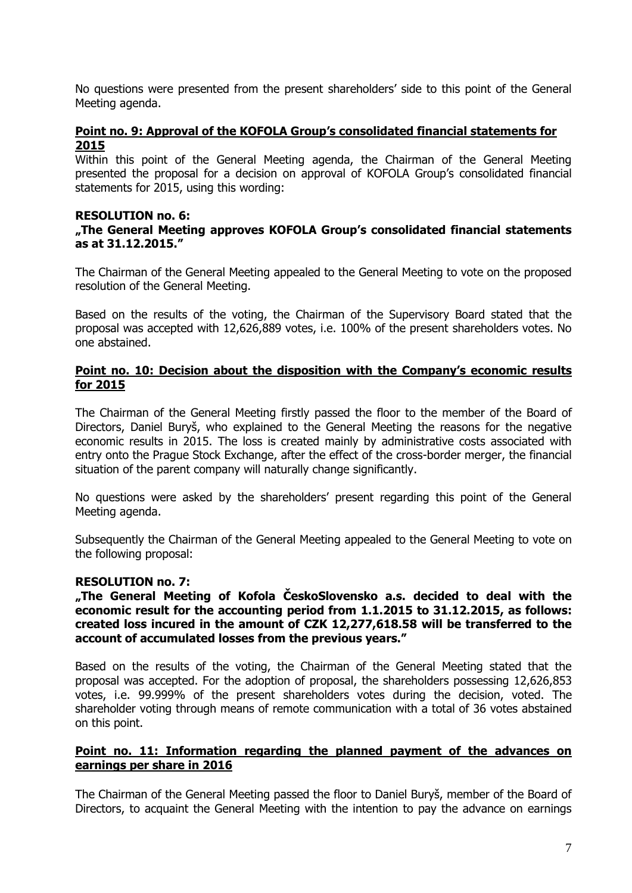No questions were presented from the present shareholders' side to this point of the General Meeting agenda.

**Point no. 9: Approval of the KOFOLA Group's consolidated financial statements for 2015**

Within this point of the General Meeting agenda, the Chairman of the General Meeting presented the proposal for a decision on approval of KOFOLA Group's consolidated financial statements for 2015, using this wording:

**RESOLUTION no. 6:**
**„The General Meeting approves KOFOLA Group's consolidated financial statements as at 31.12.2015."**

The Chairman of the General Meeting appealed to the General Meeting to vote on the proposed resolution of the General Meeting.

Based on the results of the voting, the Chairman of the Supervisory Board stated that the proposal was accepted with 12,626,889 votes, i.e. 100% of the present shareholders votes. No one abstained.

**Point no. 10: Decision about the disposition with the Company's economic results for 2015**

The Chairman of the General Meeting firstly passed the floor to the member of the Board of Directors, Daniel Buryš, who explained to the General Meeting the reasons for the negative economic results in 2015. The loss is created mainly by administrative costs associated with entry onto the Prague Stock Exchange, after the effect of the cross-border merger, the financial situation of the parent company will naturally change significantly.

No questions were asked by the shareholders' present regarding this point of the General Meeting agenda.

Subsequently the Chairman of the General Meeting appealed to the General Meeting to vote on the following proposal:

**RESOLUTION no. 7:**
**„The General Meeting of Kofola ČeskoSlovensko a.s. decided to deal with the economic result for the accounting period from 1.1.2015 to 31.12.2015, as follows: created loss incured in the amount of CZK 12,277,618.58 will be transferred to the account of accumulated losses from the previous years."**

Based on the results of the voting, the Chairman of the General Meeting stated that the proposal was accepted. For the adoption of proposal, the shareholders possessing 12,626,853 votes, i.e. 99.999% of the present shareholders votes during the decision, voted. The shareholder voting through means of remote communication with a total of 36 votes abstained on this point.

**Point no. 11: Information regarding the planned payment of the advances on earnings per share in 2016**

The Chairman of the General Meeting passed the floor to Daniel Buryš, member of the Board of Directors, to acquaint the General Meeting with the intention to pay the advance on earnings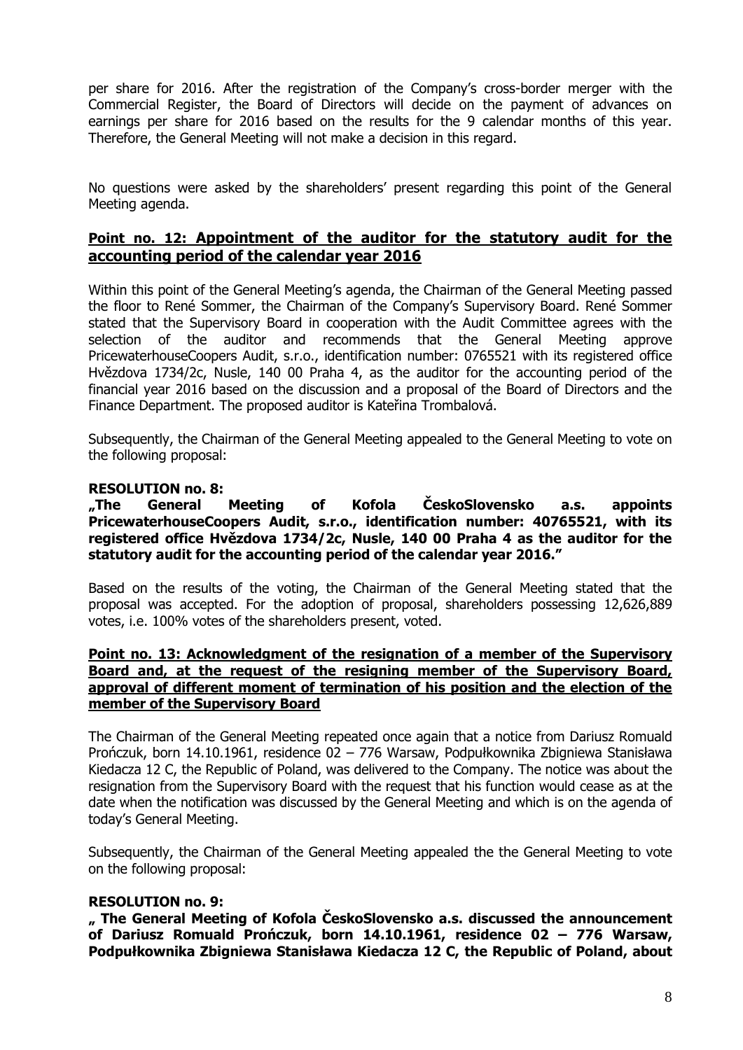per share for 2016. After the registration of the Company's cross-border merger with the Commercial Register, the Board of Directors will decide on the payment of advances on earnings per share for 2016 based on the results for the 9 calendar months of this year. Therefore, the General Meeting will not make a decision in this regard.

No questions were asked by the shareholders' present regarding this point of the General Meeting agenda.

## Point no. 12: Appointment of the auditor for the statutory audit for the accounting period of the calendar year 2016

Within this point of the General Meeting's agenda, the Chairman of the General Meeting passed the floor to René Sommer, the Chairman of the Company's Supervisory Board. René Sommer stated that the Supervisory Board in cooperation with the Audit Committee agrees with the selection of the auditor and recommends that the General Meeting approve PricewaterhouseCoopers Audit, s.r.o., identification number: 0765521 with its registered office Hvězdova 1734/2c, Nusle, 140 00 Praha 4, as the auditor for the accounting period of the financial year 2016 based on the discussion and a proposal of the Board of Directors and the Finance Department. The proposed auditor is Kateřina Trombalová.

Subsequently, the Chairman of the General Meeting appealed to the General Meeting to vote on the following proposal:

**RESOLUTION no. 8:**
**„The General Meeting of Kofola ČeskoSlovensko a.s. appoints PricewaterhouseCoopers Audit, s.r.o., identification number: 40765521, with its registered office Hvězdova 1734/2c, Nusle, 140 00 Praha 4 as the auditor for the statutory audit for the accounting period of the calendar year 2016."**

Based on the results of the voting, the Chairman of the General Meeting stated that the proposal was accepted. For the adoption of proposal, shareholders possessing 12,626,889 votes, i.e. 100% votes of the shareholders present, voted.

## Point no. 13: Acknowledgment of the resignation of a member of the Supervisory Board and, at the request of the resigning member of the Supervisory Board, approval of different moment of termination of his position and the election of the member of the Supervisory Board

The Chairman of the General Meeting repeated once again that a notice from Dariusz Romuald Prończuk, born 14.10.1961, residence 02 – 776 Warsaw, Podpułkownika Zbigniewa Stanisława Kiedacza 12 C, the Republic of Poland, was delivered to the Company. The notice was about the resignation from the Supervisory Board with the request that his function would cease as at the date when the notification was discussed by the General Meeting and which is on the agenda of today's General Meeting.

Subsequently, the Chairman of the General Meeting appealed the the General Meeting to vote on the following proposal:

**RESOLUTION no. 9:**
**„ The General Meeting of Kofola ČeskoSlovensko a.s. discussed the announcement of Dariusz Romuald Prończuk, born 14.10.1961, residence 02 – 776 Warsaw, Podpułkownika Zbigniewa Stanisława Kiedacza 12 C, the Republic of Poland, about**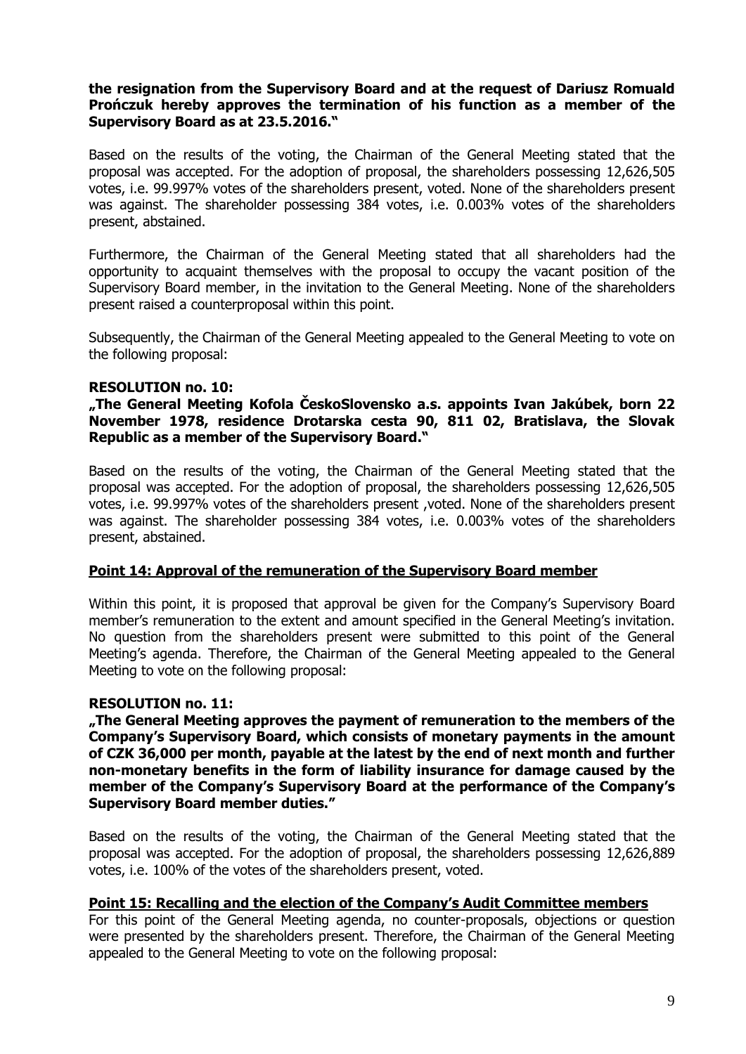**the resignation from the Supervisory Board and at the request of Dariusz Romuald Prończuk hereby approves the termination of his function as a member of the Supervisory Board as at 23.5.2016."**

Based on the results of the voting, the Chairman of the General Meeting stated that the proposal was accepted. For the adoption of proposal, the shareholders possessing 12,626,505 votes, i.e. 99.997% votes of the shareholders present, voted. None of the shareholders present was against. The shareholder possessing 384 votes, i.e. 0.003% votes of the shareholders present, abstained.

Furthermore, the Chairman of the General Meeting stated that all shareholders had the opportunity to acquaint themselves with the proposal to occupy the vacant position of the Supervisory Board member, in the invitation to the General Meeting. None of the shareholders present raised a counterproposal within this point.

Subsequently, the Chairman of the General Meeting appealed to the General Meeting to vote on the following proposal:

**RESOLUTION no. 10:**
**„The General Meeting Kofola ČeskoSlovensko a.s. appoints Ivan Jakúbek, born 22 November 1978, residence Drotarska cesta 90, 811 02, Bratislava, the Slovak Republic as a member of the Supervisory Board."**

Based on the results of the voting, the Chairman of the General Meeting stated that the proposal was accepted. For the adoption of proposal, the shareholders possessing 12,626,505 votes, i.e. 99.997% votes of the shareholders present ,voted. None of the shareholders present was against. The shareholder possessing 384 votes, i.e. 0.003% votes of the shareholders present, abstained.

**Point 14: Approval of the remuneration of the Supervisory Board member**

Within this point, it is proposed that approval be given for the Company's Supervisory Board member's remuneration to the extent and amount specified in the General Meeting's invitation. No question from the shareholders present were submitted to this point of the General Meeting's agenda. Therefore, the Chairman of the General Meeting appealed to the General Meeting to vote on the following proposal:

**RESOLUTION no. 11:**
**„The General Meeting approves the payment of remuneration to the members of the Company's Supervisory Board, which consists of monetary payments in the amount of CZK 36,000 per month, payable at the latest by the end of next month and further non-monetary benefits in the form of liability insurance for damage caused by the member of the Company's Supervisory Board at the performance of the Company's Supervisory Board member duties."**

Based on the results of the voting, the Chairman of the General Meeting stated that the proposal was accepted. For the adoption of proposal, the shareholders possessing 12,626,889 votes, i.e. 100% of the votes of the shareholders present, voted.

**Point 15: Recalling and the election of the Company's Audit Committee members**
For this point of the General Meeting agenda, no counter-proposals, objections or question were presented by the shareholders present. Therefore, the Chairman of the General Meeting appealed to the General Meeting to vote on the following proposal: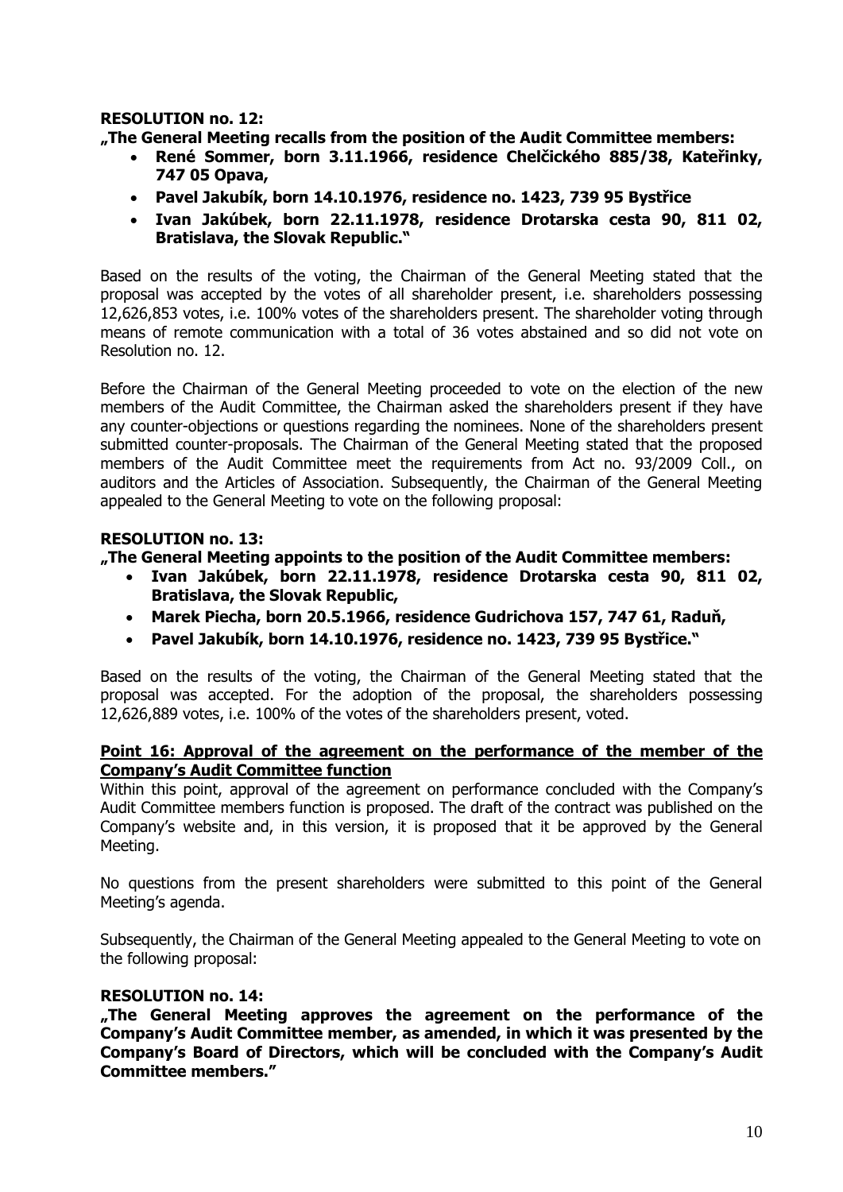**RESOLUTION no. 12:**

**„The General Meeting recalls from the position of the Audit Committee members:**

- **René Sommer, born 3.11.1966, residence Chelčického 885/38, Kateřinky, 747 05 Opava,**
- **Pavel Jakubík, born 14.10.1976, residence no. 1423, 739 95 Bystřice**
- **Ivan Jakúbek, born 22.11.1978, residence Drotarska cesta 90, 811 02, Bratislava, the Slovak Republic."**

Based on the results of the voting, the Chairman of the General Meeting stated that the proposal was accepted by the votes of all shareholder present, i.e. shareholders possessing 12,626,853 votes, i.e. 100% votes of the shareholders present. The shareholder voting through means of remote communication with a total of 36 votes abstained and so did not vote on Resolution no. 12.

Before the Chairman of the General Meeting proceeded to vote on the election of the new members of the Audit Committee, the Chairman asked the shareholders present if they have any counter-objections or questions regarding the nominees. None of the shareholders present submitted counter-proposals. The Chairman of the General Meeting stated that the proposed members of the Audit Committee meet the requirements from Act no. 93/2009 Coll., on auditors and the Articles of Association. Subsequently, the Chairman of the General Meeting appealed to the General Meeting to vote on the following proposal:

**RESOLUTION no. 13:**

**„The General Meeting appoints to the position of the Audit Committee members:**

- **Ivan Jakúbek, born 22.11.1978, residence Drotarska cesta 90, 811 02, Bratislava, the Slovak Republic,**
- **Marek Piecha, born 20.5.1966, residence Gudrichova 157, 747 61, Raduň,**
- **Pavel Jakubík, born 14.10.1976, residence no. 1423, 739 95 Bystřice."**

Based on the results of the voting, the Chairman of the General Meeting stated that the proposal was accepted. For the adoption of the proposal, the shareholders possessing 12,626,889 votes, i.e. 100% of the votes of the shareholders present, voted.

**Point 16: Approval of the agreement on the performance of the member of the Company's Audit Committee function**

Within this point, approval of the agreement on performance concluded with the Company's Audit Committee members function is proposed. The draft of the contract was published on the Company's website and, in this version, it is proposed that it be approved by the General Meeting.

No questions from the present shareholders were submitted to this point of the General Meeting's agenda.

Subsequently, the Chairman of the General Meeting appealed to the General Meeting to vote on the following proposal:

**RESOLUTION no. 14:**

**„The General Meeting approves the agreement on the performance of the Company's Audit Committee member, as amended, in which it was presented by the Company's Board of Directors, which will be concluded with the Company's Audit Committee members."**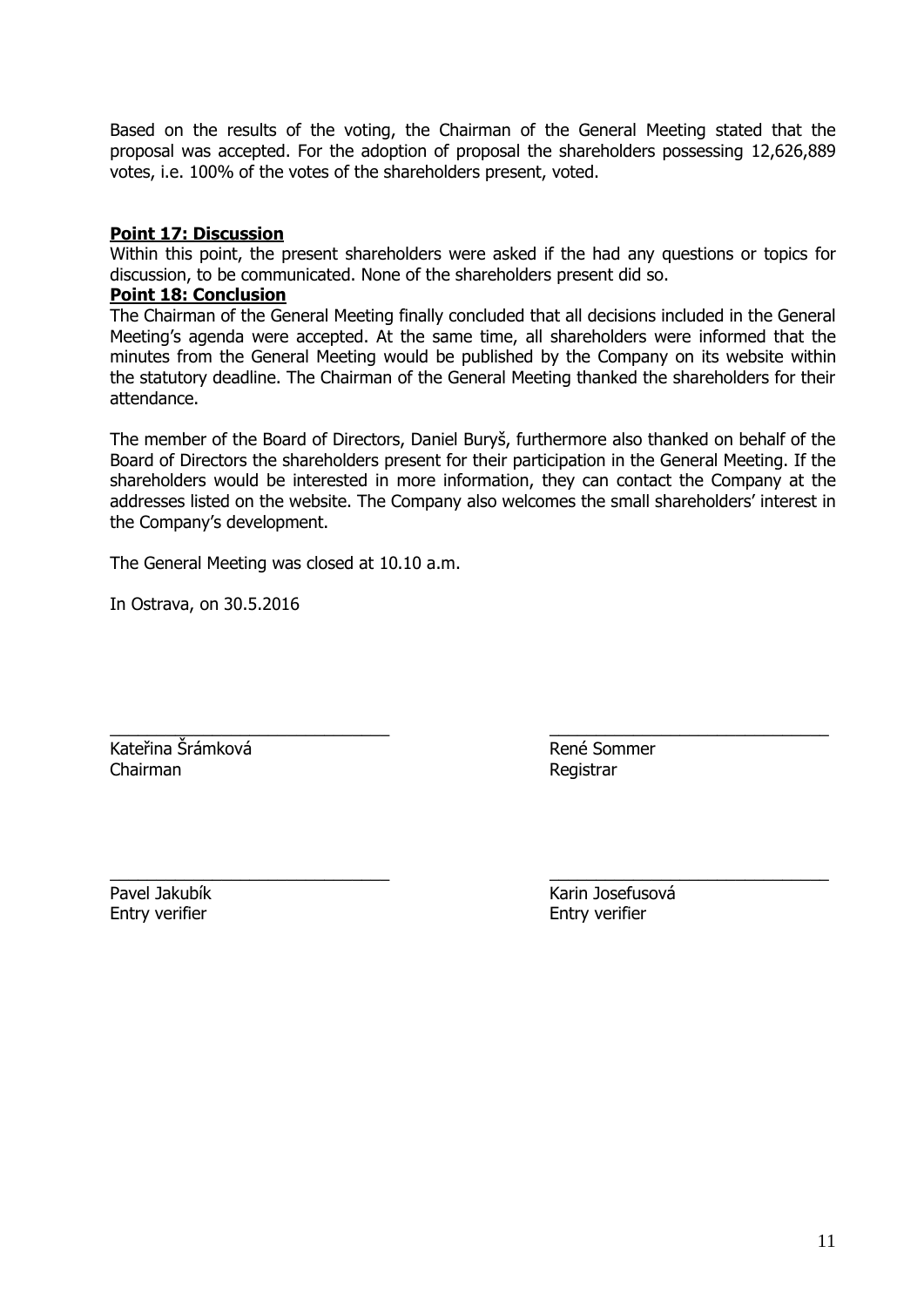Based on the results of the voting, the Chairman of the General Meeting stated that the proposal was accepted. For the adoption of proposal the shareholders possessing 12,626,889 votes, i.e. 100% of the votes of the shareholders present, voted.

**Point 17: Discussion**

Within this point, the present shareholders were asked if the had any questions or topics for discussion, to be communicated. None of the shareholders present did so.

**Point 18: Conclusion**

The Chairman of the General Meeting finally concluded that all decisions included in the General Meeting's agenda were accepted. At the same time, all shareholders were informed that the minutes from the General Meeting would be published by the Company on its website within the statutory deadline. The Chairman of the General Meeting thanked the shareholders for their attendance.

The member of the Board of Directors, Daniel Buryš, furthermore also thanked on behalf of the Board of Directors the shareholders present for their participation in the General Meeting. If the shareholders would be interested in more information, they can contact the Company at the addresses listed on the website. The Company also welcomes the small shareholders' interest in the Company's development.

The General Meeting was closed at 10.10 a.m.

In Ostrava, on 30.5.2016

\_\_\_\_\_\_\_\_\_\_\_\_\_\_\_\_\_\_\_\_\_\_\_\_\_\_\_\_\_\_
Kateřina Šrámková
Chairman

\_\_\_\_\_\_\_\_\_\_\_\_\_\_\_\_\_\_\_\_\_\_\_\_\_\_\_\_\_\_
René Sommer
Registrar

\_\_\_\_\_\_\_\_\_\_\_\_\_\_\_\_\_\_\_\_\_\_\_\_\_\_\_\_\_\_
Pavel Jakubík
Entry verifier

\_\_\_\_\_\_\_\_\_\_\_\_\_\_\_\_\_\_\_\_\_\_\_\_\_\_\_\_\_\_
Karin Josefusová
Entry verifier